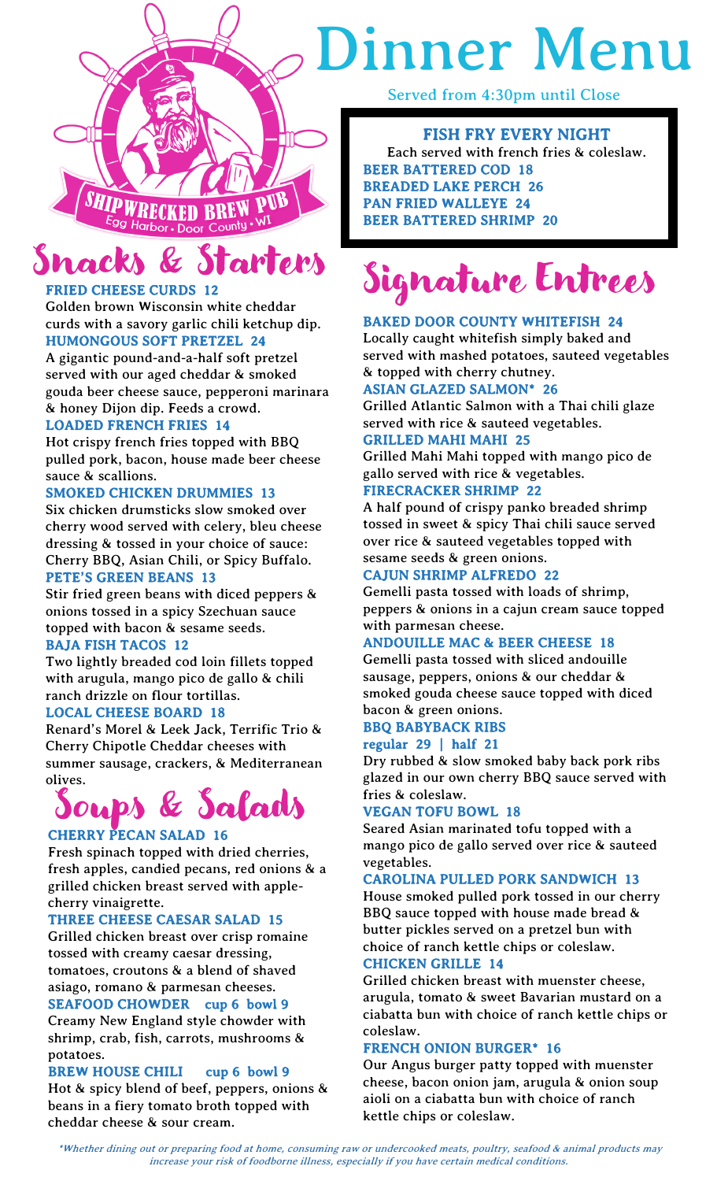# Dinner Menu

Served from 4:30pm until Close

SHIPWRECKED BREW PUB
Egg Harbor • Door County • WI

## FISH FRY EVERY NIGHT

Each served with french fries & coleslaw.

**BEER BATTERED COD 18**
**BREADED LAKE PERCH 26**
**PAN FRIED WALLEYE 24**
**BEER BATTERED SHRIMP 20**

## Snacks & Starters

**FRIED CHEESE CURDS 12**
Golden brown Wisconsin white cheddar curds with a savory garlic chili ketchup dip.

**HUMONGOUS SOFT PRETZEL 24**
A gigantic pound-and-a-half soft pretzel served with our aged cheddar & smoked gouda beer cheese sauce, pepperoni marinara & honey Dijon dip. Feeds a crowd.

**LOADED FRENCH FRIES 14**
Hot crispy french fries topped with BBQ pulled pork, bacon, house made beer cheese sauce & scallions.

**SMOKED CHICKEN DRUMMIES 13**
Six chicken drumsticks slow smoked over cherry wood served with celery, bleu cheese dressing & tossed in your choice of sauce: Cherry BBQ, Asian Chili, or Spicy Buffalo.

**PETE'S GREEN BEANS 13**
Stir fried green beans with diced peppers & onions tossed in a spicy Szechuan sauce topped with bacon & sesame seeds.

**BAJA FISH TACOS 12**
Two lightly breaded cod loin fillets topped with arugula, mango pico de gallo & chili ranch drizzle on flour tortillas.

**LOCAL CHEESE BOARD 18**
Renard's Morel & Leek Jack, Terrific Trio & Cherry Chipotle Cheddar cheeses with summer sausage, crackers, & Mediterranean olives.

## Soups & Salads

**CHERRY PECAN SALAD 16**
Fresh spinach topped with dried cherries, fresh apples, candied pecans, red onions & a grilled chicken breast served with apple-cherry vinaigrette.

**THREE CHEESE CAESAR SALAD 15**
Grilled chicken breast over crisp romaine tossed with creamy caesar dressing, tomatoes, croutons & a blend of shaved asiago, romano & parmesan cheeses.

**SEAFOOD CHOWDER cup 6 bowl 9**
Creamy New England style chowder with shrimp, crab, fish, carrots, mushrooms & potatoes.

**BREW HOUSE CHILI cup 6 bowl 9**
Hot & spicy blend of beef, peppers, onions & beans in a fiery tomato broth topped with cheddar cheese & sour cream.

## Signature Entrees

**BAKED DOOR COUNTY WHITEFISH 24**
Locally caught whitefish simply baked and served with mashed potatoes, sauteed vegetables & topped with cherry chutney.

**ASIAN GLAZED SALMON* 26**
Grilled Atlantic Salmon with a Thai chili glaze served with rice & sauteed vegetables.

**GRILLED MAHI MAHI 25**
Grilled Mahi Mahi topped with mango pico de gallo served with rice & vegetables.

**FIRECRACKER SHRIMP 22**
A half pound of crispy panko breaded shrimp tossed in sweet & spicy Thai chili sauce served over rice & sauteed vegetables topped with sesame seeds & green onions.

**CAJUN SHRIMP ALFREDO 22**
Gemelli pasta tossed with loads of shrimp, peppers & onions in a cajun cream sauce topped with parmesan cheese.

**ANDOUILLE MAC & BEER CHEESE 18**
Gemelli pasta tossed with sliced andouille sausage, peppers, onions & our cheddar & smoked gouda cheese sauce topped with diced bacon & green onions.

**BBQ BABYBACK RIBS**
**regular 29 | half 21**
Dry rubbed & slow smoked baby back pork ribs glazed in our own cherry BBQ sauce served with fries & coleslaw.

**VEGAN TOFU BOWL 18**
Seared Asian marinated tofu topped with a mango pico de gallo served over rice & sauteed vegetables.

**CAROLINA PULLED PORK SANDWICH 13**
House smoked pulled pork tossed in our cherry BBQ sauce topped with house made bread & butter pickles served on a pretzel bun with choice of ranch kettle chips or coleslaw.

**CHICKEN GRILLE 14**
Grilled chicken breast with muenster cheese, arugula, tomato & sweet Bavarian mustard on a ciabatta bun with choice of ranch kettle chips or coleslaw.

**FRENCH ONION BURGER* 16**
Our Angus burger patty topped with muenster cheese, bacon onion jam, arugula & onion soup aioli on a ciabatta bun with choice of ranch kettle chips or coleslaw.

*\*Whether dining out or preparing food at home, consuming raw or undercooked meats, poultry, seafood & animal products may increase your risk of foodborne illness, especially if you have certain medical conditions.*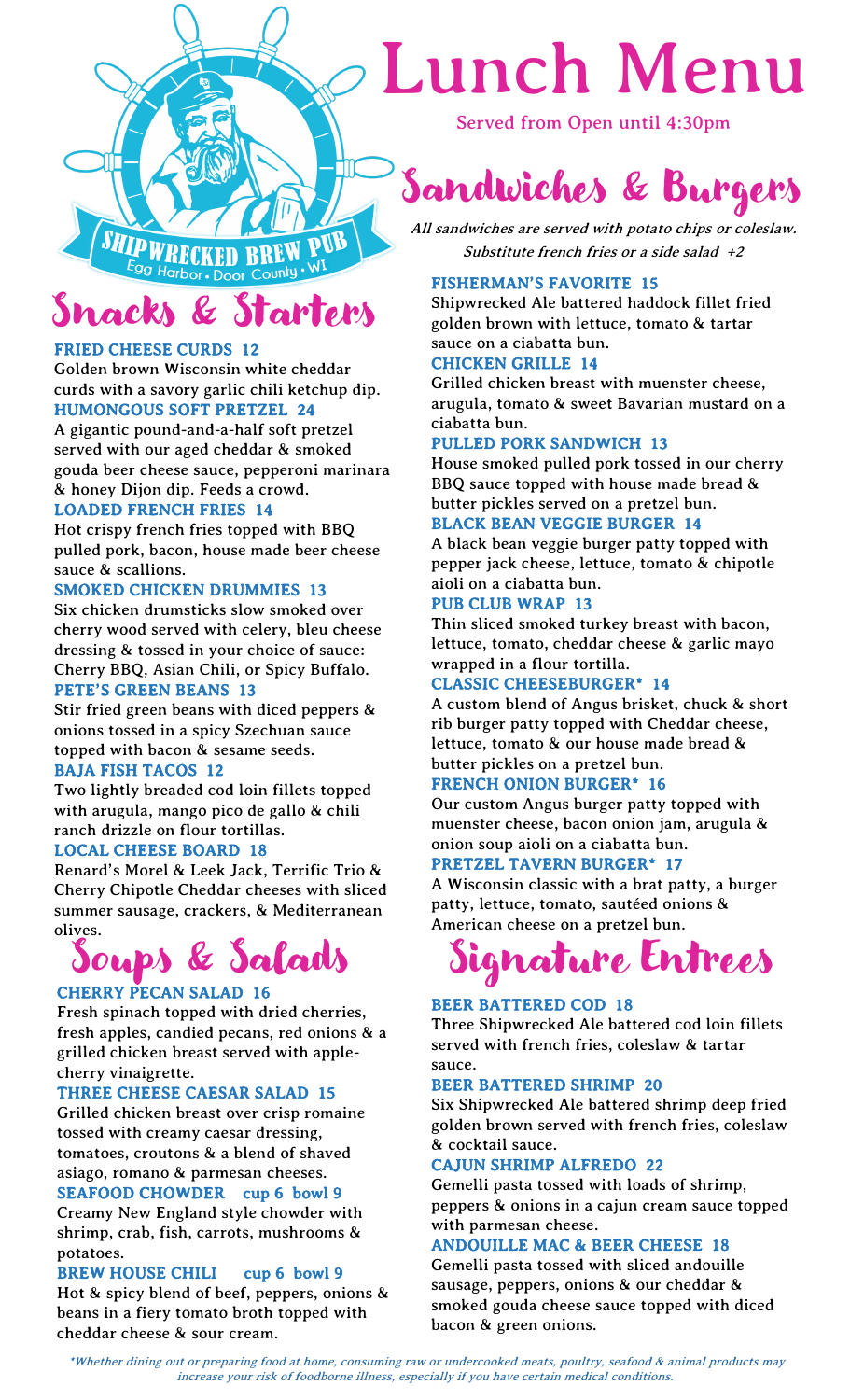SHIPWRECKED BREW PUB

Egg Harbor • Door County • WI

# Lunch Menu

Served from Open until 4:30pm

## Snacks & Starters

**FRIED CHEESE CURDS 12**
Golden brown Wisconsin white cheddar curds with a savory garlic chili ketchup dip.

**HUMONGOUS SOFT PRETZEL 24**
A gigantic pound-and-a-half soft pretzel served with our aged cheddar & smoked gouda beer cheese sauce, pepperoni marinara & honey Dijon dip. Feeds a crowd.

**LOADED FRENCH FRIES 14**
Hot crispy french fries topped with BBQ pulled pork, bacon, house made beer cheese sauce & scallions.

**SMOKED CHICKEN DRUMMIES 13**
Six chicken drumsticks slow smoked over cherry wood served with celery, bleu cheese dressing & tossed in your choice of sauce: Cherry BBQ, Asian Chili, or Spicy Buffalo.

**PETE'S GREEN BEANS 13**
Stir fried green beans with diced peppers & onions tossed in a spicy Szechuan sauce topped with bacon & sesame seeds.

**BAJA FISH TACOS 12**
Two lightly breaded cod loin fillets topped with arugula, mango pico de gallo & chili ranch drizzle on flour tortillas.

**LOCAL CHEESE BOARD 18**
Renard's Morel & Leek Jack, Terrific Trio & Cherry Chipotle Cheddar cheeses with sliced summer sausage, crackers, & Mediterranean olives.

## Soups & Salads

**CHERRY PECAN SALAD 16**
Fresh spinach topped with dried cherries, fresh apples, candied pecans, red onions & a grilled chicken breast served with apple-cherry vinaigrette.

**THREE CHEESE CAESAR SALAD 15**
Grilled chicken breast over crisp romaine tossed with creamy caesar dressing, tomatoes, croutons & a blend of shaved asiago, romano & parmesan cheeses.

**SEAFOOD CHOWDER cup 6 bowl 9**
Creamy New England style chowder with shrimp, crab, fish, carrots, mushrooms & potatoes.

**BREW HOUSE CHILI cup 6 bowl 9**
Hot & spicy blend of beef, peppers, onions & beans in a fiery tomato broth topped with cheddar cheese & sour cream.

## Sandwiches & Burgers

*All sandwiches are served with potato chips or coleslaw. Substitute french fries or a side salad +2*

**FISHERMAN'S FAVORITE 15**
Shipwrecked Ale battered haddock fillet fried golden brown with lettuce, tomato & tartar sauce on a ciabatta bun.

**CHICKEN GRILLE 14**
Grilled chicken breast with muenster cheese, arugula, tomato & sweet Bavarian mustard on a ciabatta bun.

**PULLED PORK SANDWICH 13**
House smoked pulled pork tossed in our cherry BBQ sauce topped with house made bread & butter pickles served on a pretzel bun.

**BLACK BEAN VEGGIE BURGER 14**
A black bean veggie burger patty topped with pepper jack cheese, lettuce, tomato & chipotle aioli on a ciabatta bun.

**PUB CLUB WRAP 13**
Thin sliced smoked turkey breast with bacon, lettuce, tomato, cheddar cheese & garlic mayo wrapped in a flour tortilla.

**CLASSIC CHEESEBURGER* 14**
A custom blend of Angus brisket, chuck & short rib burger patty topped with Cheddar cheese, lettuce, tomato & our house made bread & butter pickles on a pretzel bun.

**FRENCH ONION BURGER* 16**
Our custom Angus burger patty topped with muenster cheese, bacon onion jam, arugula & onion soup aioli on a ciabatta bun.

**PRETZEL TAVERN BURGER* 17**
A Wisconsin classic with a brat patty, a burger patty, lettuce, tomato, sautéed onions & American cheese on a pretzel bun.

## Signature Entrees

**BEER BATTERED COD 18**
Three Shipwrecked Ale battered cod loin fillets served with french fries, coleslaw & tartar sauce.

**BEER BATTERED SHRIMP 20**
Six Shipwrecked Ale battered shrimp deep fried golden brown served with french fries, coleslaw & cocktail sauce.

**CAJUN SHRIMP ALFREDO 22**
Gemelli pasta tossed with loads of shrimp, peppers & onions in a cajun cream sauce topped with parmesan cheese.

**ANDOUILLE MAC & BEER CHEESE 18**
Gemelli pasta tossed with sliced andouille sausage, peppers, onions & our cheddar & smoked gouda cheese sauce topped with diced bacon & green onions.

*\*Whether dining out or preparing food at home, consuming raw or undercooked meats, poultry, seafood & animal products may increase your risk of foodborne illness, especially if you have certain medical conditions.*